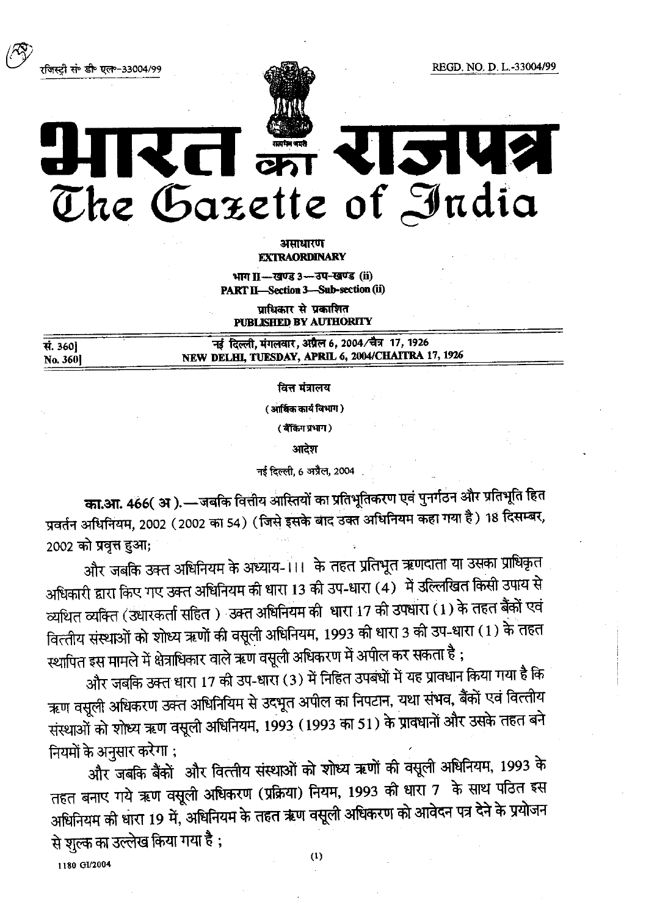रजिस्ट्री सं० डी० एल०-33004/99 REGD. NO. D. L.-33004/99

# भारत का राजपत्र
# The Gazette of India

**असाधारण**
**EXTRAORDINARY**

**भाग II—खण्ड 3—उप-खण्ड (ii)**
**PART II—Section 3—Sub-section (ii)**

**प्राधिकार से प्रकाशित**
**PUBLISHED BY AUTHORITY**

| सं. 360] | नई दिल्ली, मंगलवार, अप्रैल 6, 2004/चैत्र 17, 1926 |
|---|---|
| No. 360] | NEW DELHI, TUESDAY, APRIL 6, 2004/CHAITRA 17, 1926 |

**वित्त मंत्रालय**

**( आर्थिक कार्य विभाग )**

**( बैंकिंग प्रभाग )**

**आदेश**

नई दिल्ली, 6 अप्रैल, 2004

**का.आ. 466( अ ).**—जबकि वित्तीय आस्तियों का प्रतिभूतिकरण एवं पुनर्गठन और प्रतिभूति हित प्रवर्तन अधिनियम, 2002 (2002 का 54) (जिसे इसके बाद उक्त अधिनियम कहा गया है) 18 दिसम्बर, 2002 को प्रवृत्त हुआ;

और जबकि उक्त अधिनियम के अध्याय-III के तहत प्रतिभूत ऋणदाता या उसका प्राधिकृत अधिकारी द्वारा किए गए उक्त अधिनियम की धारा 13 की उप-धारा (4) में उल्लिखित किसी उपाय से व्यथित व्यक्ति (उधारकर्ता सहित) उक्त अधिनियम की धारा 17 की उपधारा (1) के तहत बैंकों एवं वित्तीय संस्थाओं को शोध्य ऋणों की वसूली अधिनियम, 1993 की धारा 3 की उप-धारा (1) के तहत स्थापित इस मामले में क्षेत्राधिकार वाले ऋण वसूली अधिकरण में अपील कर सकता है ;

और जबकि उक्त धारा 17 की उप-धारा (3) में निहित उपबंधों में यह प्रावधान किया गया है कि ऋण वसूली अधिकरण उक्त अधिनियम से उद्भूत अपील का निपटान, यथा संभव, बैंकों एवं वित्तीय संस्थाओं को शोध्य ऋण वसूली अधिनियम, 1993 (1993 का 51) के प्रावधानों और उसके तहत बने नियमों के अनुसार करेगा ;

और जबकि बैंकों और वित्तीय संस्थाओं को शोध्य ऋणों की वसूली अधिनियम, 1993 के तहत बनाए गये ऋण वसूली अधिकरण (प्रक्रिया) नियम, 1993 की धारा 7 के साथ पठित इस अधिनियम की धारा 19 में, अधिनियम के तहत ऋण वसूली अधिकरण को आवेदन पत्र देने के प्रयोजन से शुल्क का उल्लेख किया गया है ;

1180 GI/2004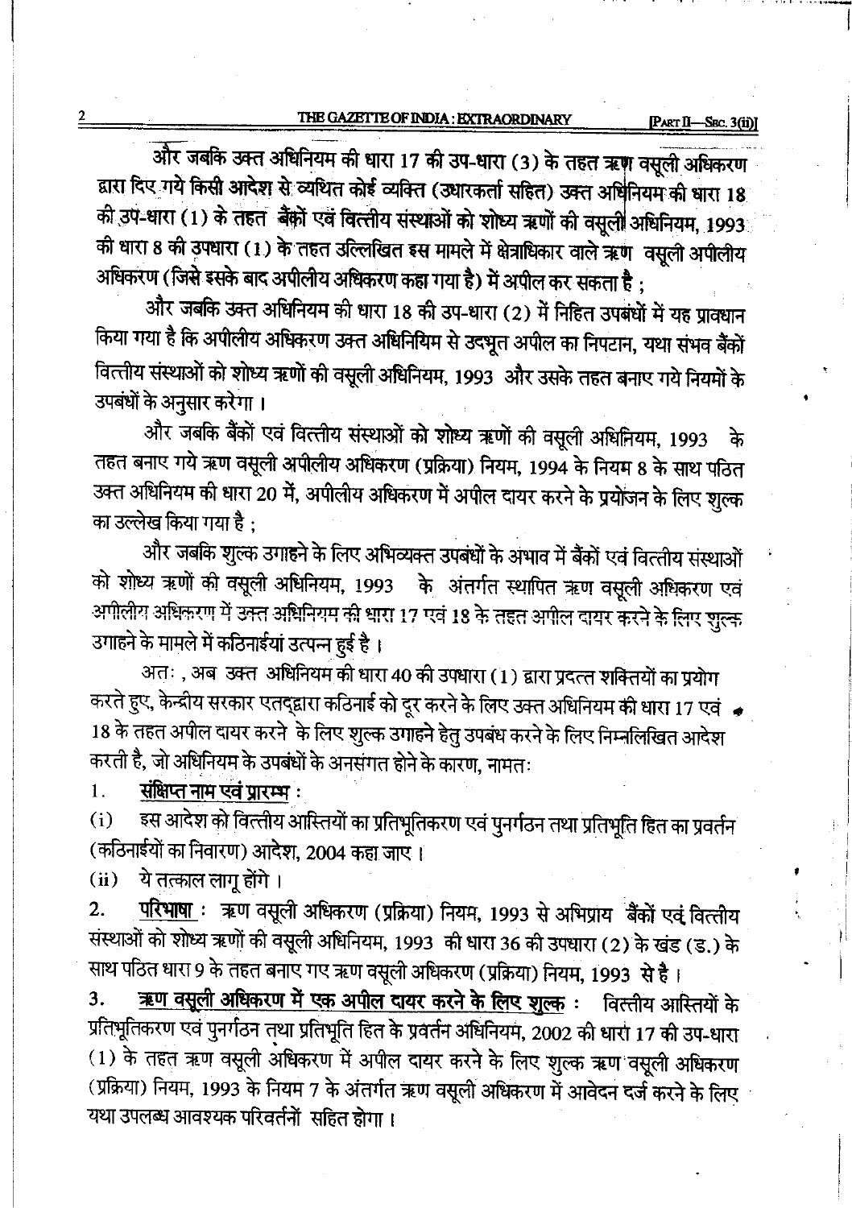और जबकि उक्त अधिनियम की धारा 17 की उप-धारा (3) के तहत ऋण वसूली अधिकरण द्वारा दिए गये किसी आदेश से व्यथित कोई व्यक्ति (उधारकर्ता सहित) उक्त अधिनियम की धारा 18 की उप-धारा (1) के तहत बैंकों एवं वित्तीय संस्थाओं को शोध्य ऋणों की वसूली अधिनियम, 1993 की धारा 8 की उपधारा (1) के तहत उल्लिखित इस मामले में क्षेत्राधिकार वाले ऋण वसूली अपीलीय अधिकरण (जिसे इसके बाद अपीलीय अधिकरण कहा गया है) में अपील कर सकता है ;

और जबकि उक्त अधिनियम की धारा 18 की उप-धारा (2) में निहित उपबंधों में यह प्रावधान किया गया है कि अपीलीय अधिकरण उक्त अधिनियिम से उद्भूत अपील का निपटान, यथा संभव बैंकों वित्तीय संस्थाओं को शोध्य ऋणों की वसूली अधिनियम, 1993 और उसके तहत बनाए गये नियमों के उपबंधों के अनुसार करेगा ।

और जबकि बैंकों एवं वित्तीय संस्थाओं को शोध्य ऋणों की वसूली अधिनियम, 1993 के तहत बनाए गये ऋण वसूली अपीलीय अधिकरण (प्रक्रिया) नियम, 1994 के नियम 8 के साथ पठित उक्त अधिनियम की धारा 20 में, अपीलीय अधिकरण में अपील दायर करने के प्रयोजन के लिए शुल्क का उल्लेख किया गया है ;

और जबकि शुल्क उगाहने के लिए अभिव्यक्त उपबंधों के अभाव में बैंकों एवं वित्तीय संस्थाओं को शोध्य ऋणों की वसूली अधिनियम, 1993 के अंतर्गत स्थापित ऋण वसूली अधिकरण एवं अपीलीय अधिकरण में उक्त अधिनियम की धारा 17 एवं 18 के तहत अपील दायर करने के लिए शुल्क उगाहने के मामले में कठिनाईयां उत्पन्न हुई है ।

अतः , अब उक्त अधिनियम की धारा 40 की उपधारा (1) द्वारा प्रदत्त शक्तियों का प्रयोग करते हुए, केन्द्रीय सरकार एतद्द्वारा कठिनाई को दूर करने के लिए उक्त अधिनियम की धारा 17 एवं 18 के तहत अपील दायर करने के लिए शुल्क उगाहने हेतु उपबंध करने के लिए निम्नलिखित आदेश करती है, जो अधिनियम के उपबंधों के अनसंगत होने के कारण, नामतः

1. **संक्षिप्त नाम एवं प्रारम्भ** :

(i) इस आदेश को वित्तीय आस्तियों का प्रतिभूतिकरण एवं पुनर्गठन तथा प्रतिभूति हित का प्रवर्तन (कठिनाईयों का निवारण) आदेश, 2004 कहा जाए ।

(ii) ये तत्काल लागू होंगे ।

2. **परिभाषा** : ऋण वसूली अधिकरण (प्रक्रिया) नियम, 1993 से अभिप्राय बैंकों एवं वित्तीय संस्थाओं को शोध्य ऋणों की वसूली अधिनियम, 1993 की धारा 36 की उपधारा (2) के खंड (ड.) के साथ पठित धारा 9 के तहत बनाए गए ऋण वसूली अधिकरण (प्रक्रिया) नियम, 1993 से है ।

3. **ऋण वसूली अधिकरण में एक अपील दायर करने के लिए शुल्क** : वित्तीय आस्तियों के प्रतिभूतिकरण एवं पुनर्गठन तथा प्रतिभूति हित के प्रवर्तन अधिनियम, 2002 की धारा 17 की उप-धारा (1) के तहत ऋण वसूली अधिकरण में अपील दायर करने के लिए शुल्क ऋण वसूली अधिकरण (प्रक्रिया) नियम, 1993 के नियम 7 के अंतर्गत ऋण वसूली अधिकरण में आवेदन दर्ज करने के लिए यथा उपलब्ध आवश्यक परिवर्तनों सहित होगा ।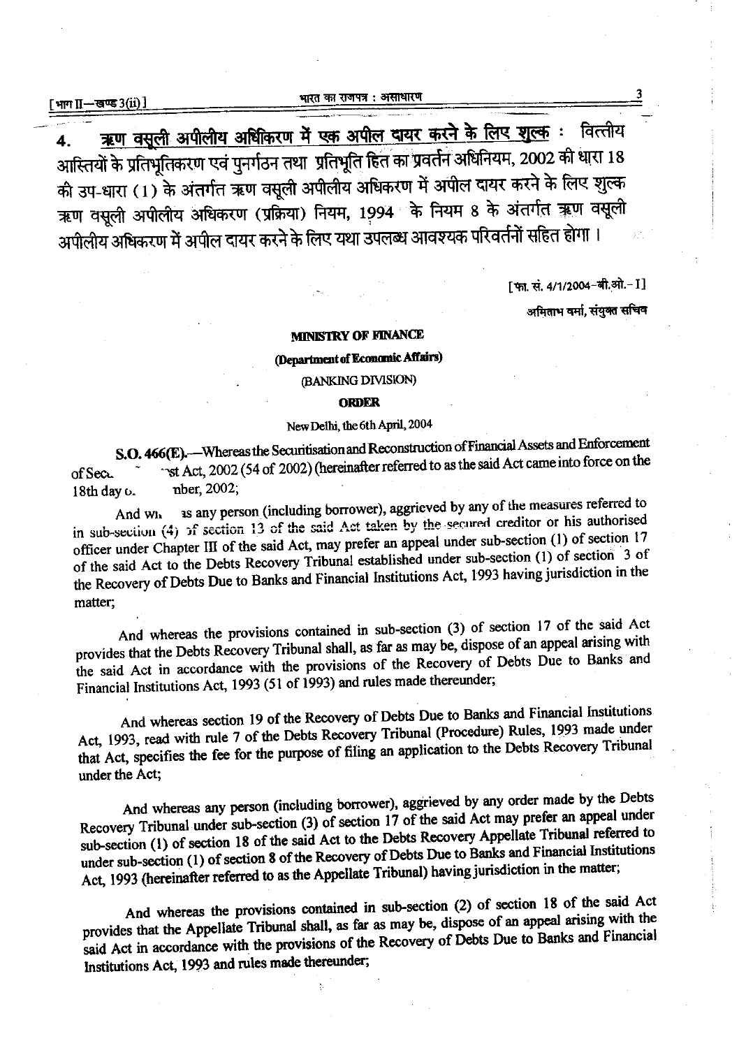4. **ऋण वसूली अपीलीय अधिकरण में एक अपील दायर करने के लिए शुल्क** : वित्तीय आस्तियों के प्रतिभूतिकरण एवं पुनर्गठन तथा प्रतिभूति हित का प्रवर्तन अधिनियम, 2002 की धारा 18 की उप-धारा (1) के अंतर्गत ऋण वसूली अपीलीय अधिकरण में अपील दायर करने के लिए शुल्क ऋण वसूली अपीलीय अधिकरण (प्रक्रिया) नियम, 1994 के नियम 8 के अंतर्गत ऋण वसूली अपीलीय अधिकरण में अपील दायर करने के लिए यथा उपलब्ध आवश्यक परिवर्तनों सहित होगा ।

[फा. सं. 4/1/2004-बी.ओ.- I]

अमिताभ वर्मा, संयुक्त सचिव

**MINISTRY OF FINANCE**

**(Department of Economic Affairs)**

(BANKING DIVISION)

**ORDER**

New Delhi, the 6th April, 2004

**S.O. 466(E).**—Whereas the Securitisation and Reconstruction of Financial Assets and Enforcement of Secu... ...st Act, 2002 (54 of 2002) (hereinafter referred to as the said Act came into force on the 18th day o... ...nber, 2002;

And wh... as any person (including borrower), aggrieved by any of the measures referred to in sub-section (4) of section 13 of the said Act taken by the secured creditor or his authorised officer under Chapter III of the said Act, may prefer an appeal under sub-section (1) of section 17 of the said Act to the Debts Recovery Tribunal established under sub-section (1) of section 3 of the Recovery of Debts Due to Banks and Financial Institutions Act, 1993 having jurisdiction in the matter;

And whereas the provisions contained in sub-section (3) of section 17 of the said Act provides that the Debts Recovery Tribunal shall, as far as may be, dispose of an appeal arising with the said Act in accordance with the provisions of the Recovery of Debts Due to Banks and Financial Institutions Act, 1993 (51 of 1993) and rules made thereunder;

And whereas section 19 of the Recovery of Debts Due to Banks and Financial Institutions Act, 1993, read with rule 7 of the Debts Recovery Tribunal (Procedure) Rules, 1993 made under that Act, specifies the fee for the purpose of filing an application to the Debts Recovery Tribunal under the Act;

And whereas any person (including borrower), aggrieved by any order made by the Debts Recovery Tribunal under sub-section (3) of section 17 of the said Act may prefer an appeal under sub-section (1) of section 18 of the said Act to the Debts Recovery Appellate Tribunal referred to under sub-section (1) of section 8 of the Recovery of Debts Due to Banks and Financial Institutions Act, 1993 (hereinafter referred to as the Appellate Tribunal) having jurisdiction in the matter;

And whereas the provisions contained in sub-section (2) of section 18 of the said Act provides that the Appellate Tribunal shall, as far as may be, dispose of an appeal arising with the said Act in accordance with the provisions of the Recovery of Debts Due to Banks and Financial Institutions Act, 1993 and rules made thereunder;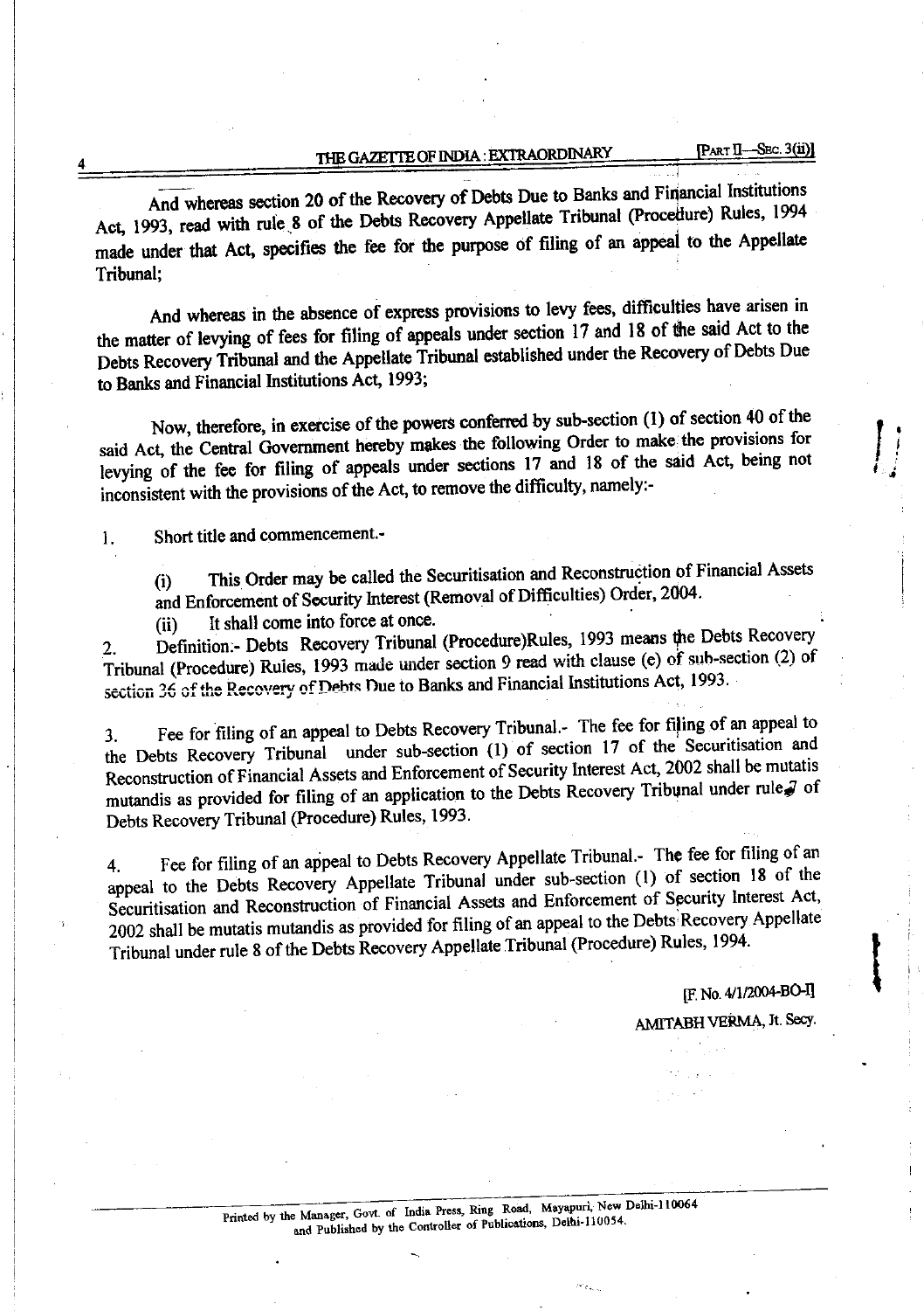And whereas section 20 of the Recovery of Debts Due to Banks and Financial Institutions Act, 1993, read with rule 8 of the Debts Recovery Appellate Tribunal (Procedure) Rules, 1994 made under that Act, specifies the fee for the purpose of filing of an appeal to the Appellate Tribunal;

And whereas in the absence of express provisions to levy fees, difficulties have arisen in the matter of levying of fees for filing of appeals under section 17 and 18 of the said Act to the Debts Recovery Tribunal and the Appellate Tribunal established under the Recovery of Debts Due to Banks and Financial Institutions Act, 1993;

Now, therefore, in exercise of the powers conferred by sub-section (1) of section 40 of the said Act, the Central Government hereby makes the following Order to make the provisions for levying of the fee for filing of appeals under sections 17 and 18 of the said Act, being not inconsistent with the provisions of the Act, to remove the difficulty, namely:-

1. Short title and commencement.-

   (i) This Order may be called the Securitisation and Reconstruction of Financial Assets and Enforcement of Security Interest (Removal of Difficulties) Order, 2004.

   (ii) It shall come into force at once.

2. Definition:- Debts Recovery Tribunal (Procedure)Rules, 1993 means the Debts Recovery Tribunal (Procedure) Rules, 1993 made under section 9 read with clause (e) of sub-section (2) of section 36 of the Recovery of Debts Due to Banks and Financial Institutions Act, 1993.

3. Fee for filing of an appeal to Debts Recovery Tribunal.- The fee for filing of an appeal to the Debts Recovery Tribunal under sub-section (1) of section 17 of the Securitisation and Reconstruction of Financial Assets and Enforcement of Security Interest Act, 2002 shall be mutatis mutandis as provided for filing of an application to the Debts Recovery Tribunal under rule 7 of Debts Recovery Tribunal (Procedure) Rules, 1993.

4. Fee for filing of an appeal to Debts Recovery Appellate Tribunal.- The fee for filing of an appeal to the Debts Recovery Appellate Tribunal under sub-section (1) of section 18 of the Securitisation and Reconstruction of Financial Assets and Enforcement of Security Interest Act, 2002 shall be mutatis mutandis as provided for filing of an appeal to the Debts Recovery Appellate Tribunal under rule 8 of the Debts Recovery Appellate Tribunal (Procedure) Rules, 1994.

[F. No. 4/1/2004-BO-I]

AMITABH VERMA, Jt. Secy.

Printed by the Manager, Govt. of India Press, Ring Road, Mayapuri, New Delhi-110064 and Published by the Controller of Publications, Delhi-110054.